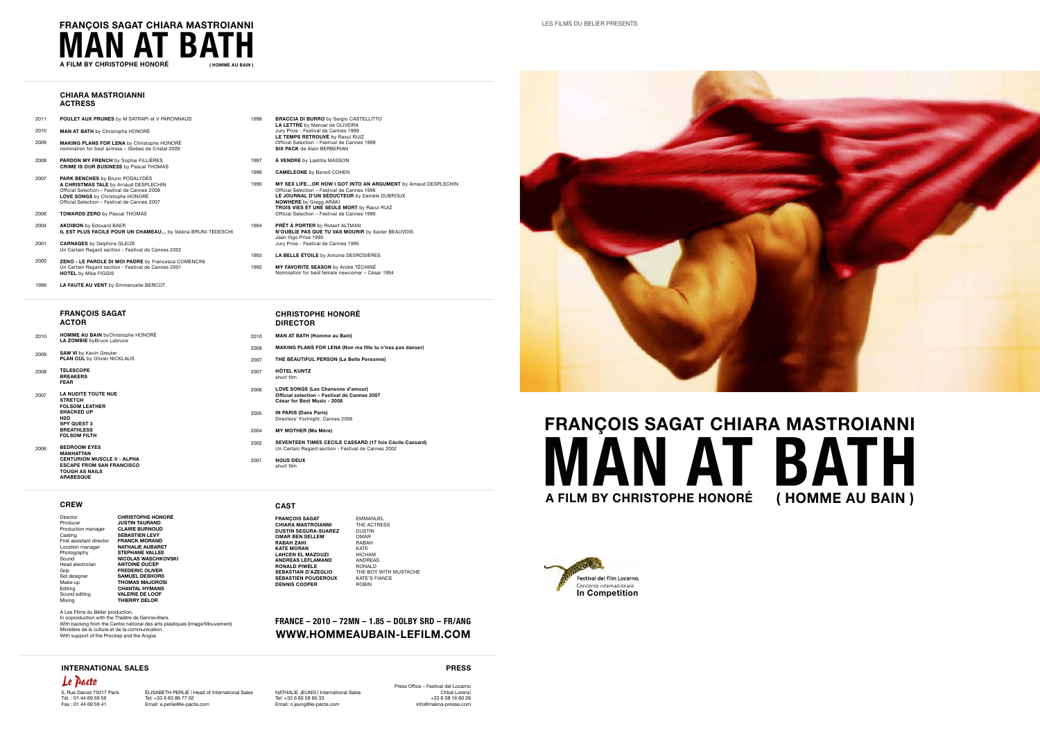# FRANÇOIS SAGAT CHIARA MASTROIANNI
# MAN AT BATH
**A FILM BY CHRISTOPHE HONORÉ** **( HOMME AU BAIN )**

LES FILMS DU BELIER PRESENTS

## CHIARA MASTROIANNI
### ACTRESS

2011 **POULET AUX PRUNES** by M SATRAPI et V PARONNAUD

2010 **MAN AT BATH** by Christophe HONORÉ

2009 **MAKING PLANS FOR LENA** by Christophe HONORÉ
nomination for best actress – Globes de Cristal 2009

2008 **PARDON MY FRENCH** by Sophie FILLIÈRES
**CRIME IS OUR BUSINESS** by Pascal THOMAS

2007 **PARK BENCHES** by Bruno PODALYDÈS
**A CHRISTMAS TALE** by Arnaud DESPLECHIN
Official Selection – Festival de Cannes 2008
**LOVE SONGS** by Christophe HONORÉ
Official Selection – Festival de Cannes 2007

2006 **TOWARDS ZERO** by Pascal THOMAS

2004 **AKOIBON** by Edouard BAER
**IL EST PLUS FACILE POUR UN CHAMEAU...** by Valéria BRUNI-TEDESCHI

2001 **CARNAGES** by Delphine GLEIZE
Un Certain Regard section - Festival de Cannes 2002

2000 **ZENO - LE PAROLE DI MOI PADRE** by Francesca COMENCINI
Un Certain Regard section - Festival de Cannes 2001
**HOTEL** by Mike FIGGIS

1999 **LA FAUTE AU VENT** by Emmanuelle BERCOT

1998 **BRACCIA DI BURRO** by Sergio CASTELLITTO
**LA LETTRE** by Manoel de OLIVEIRA
Jury Prize - Festival de Cannes 1999
**LE TEMPS RETROUVÉ** by Raoul RUIZ
Official Selection – Festival de Cannes 1999
**SIX PACK** de Alain BERBERIAN

1997 **À VENDRE** by Laetitia MASSON

1996 **CAMELEONE** by Benoit COHEN

1995 **MY SEX LIFE...OR HOW I GOT INTO AN ARGUMENT** by Arnaud DESPLECHIN
Official Selection – Festival de Cannes 1996
**LE JOURNAL D'UN SÉDUCTEUR** by Danièle DUBROUX
**NOWHERE** by Gregg ARAKI
**TROIS VIES ET UNE SEULE MORT** by Raoul RUIZ
Official Selection – Festival de Cannes 1996

1994 **PRÊT À PORTER** by Robert ALTMAN
**N'OUBLIE PAS QUE TU VAS MOURIR** by Xavier BEAUVOIS
Jean Vigo Prize 1995
Jury Prize - Festival de Cannes 1995

1993 **LA BELLE ÉTOILE** by Antoine DESROSIÈRES

1992 **MY FAVORITE SEASON** by André TÉCHINÉ
Nomination for best female newcomer – César 1994

## FRANÇOIS SAGAT
### ACTOR

2010 **HOMME AU BAIN** byChristophe HONORÉ
**LA ZOMBIE** byBruce Labruce

2009 **SAW VI** by Kevin Greuter
**PLAN CUL** by Olivier NICKLAUS

2008 **TELESCOPE**
**BREAKERS**
**FEAR**

2007 **LA NUDITE TOUTE NUE**
**STRETCH**
**FOLSOM LEATHER**
**SHACKED UP**
**H2O**
**SPY QUEST 3**
**BREATHLESS**
**FOLSOM FILTH**

2006 **BEDROOM EYES**
**MANHATTAN**
**CENTURION MUSCLE II - ALPHA**
**ESCAPE FROM SAN FRANCISCO**
**TOUGH AS NAILS**
**ARABESQUE**

## CHRISTOPHE HONORÉ
### DIRECTOR

2010 **MAN AT BATH (Homme au Bain)**

2008 **MAKING PLANS FOR LENA (Non ma fille tu n'iras pas danser)**

2007 **THE BEAUTIFUL PERSON (La Belle Personne)**

2007 **HÔTEL KUNTZ**
short film

2006 **LOVE SONGS (Les Chansons d'amour)**
**Official selection – Festival de Cannes 2007**
**César for Best Music - 2008**

2005 **IN PARIS (Dans Paris)**
Directors' Fortnight, Cannes 2006

2004 **MY MOTHER (Ma Mère)**

2002 **SEVENTEEN TIMES CECILE CASSARD (17 fois Cécile Cassard)**
Un Certain Regard section - Festival de Cannes 2002

2001 **NOUS DEUX**
short film

## CREW

| | |
|---|---|
| Director | **CHRISTOPHE HONORÉ** |
| Producer | **JUSTIN TAURAND** |
| Production manager | **CLAIRE BURNOUD** |
| Casting | **SEBASTIEN LEVY** |
| First assistant director | **FRANCK MORAND** |
| Location manager | **NATHALIE AUBARET** |
| Photography | **STEPHANE VALLEE** |
| Sound | **NICOLAS WASCHKOVSKI** |
| Head electrician | **ANTOINE DUCEP** |
| Grip | **FREDERIC OLIVER** |
| Set designer | **SAMUEL DESHORS** |
| Make-up | **THOMAS MAJOROSI** |
| Editing | **CHANTAL HYMANS** |
| Sound editing | **VALERIE DE LOOF** |
| Mixing | **THIERRY DELOR** |

A Les Films du Bélier production.
In coproduction with the Théâtre de Gennevilliers.
With backing from the Centre national des arts plastiques (Image/Mouvement)
Ministère de la culture et de la communication
With support of the Procirep and the Angoa

## CAST

| | |
|---|---|
| **FRANÇOIS SAGAT** | EMMANUEL |
| **CHIARA MASTROIANNI** | THE ACTRESS |
| **DUSTIN SEGURA-SUAREZ** | DUSTIN |
| **OMAR BEN SELLEM** | OMAR |
| **RABAH ZAHI** | RABAH |
| **KATE MORAN** | KATE |
| **LAHCEN EL MAZOUZI** | HICHAM |
| **ANDREAS LEFLAMAND** | ANDREAS |
| **RONALD PIWELE** | RONALD |
| **SEBASTIAN D'AZEGLIO** | THE BOY WITH MUSTACHE |
| **SÉBASTIEN POUDEROUX** | KATE'S FIANCE |
| **DENNIS COOPER** | ROBIN |

**FRANCE – 2010 – 72MN – 1.85 – DOLBY SRD – FR/ANG**
**WWW.HOMMEAUBAIN-LEFILM.COM**

# FRANÇOIS SAGAT CHIARA MASTROIANNI
# MAN AT BATH
**A FILM BY CHRISTOPHE HONORÉ** **( HOMME AU BAIN )**

Festival del film Locarno
Concorso internazionale
**In Competition**

## INTERNATIONAL SALES

Le Pacte
5, Rue Darcet 75017 Paris
Tél. : 01 44 69 59 59
Fax : 01 44 69 59 41

ÉLISABETH PERLIÉ | Head of International Sales
Tel: +33 6 63 86 77 02
Email: e.perlie@le-pacte.com

NATHALIE JEUNG | International Sales
Tel: +33 6 60 58 85 33
Email: n.jeung@le-pacte.com

## PRESS

Press Office – Festival del Locarno
Chloé Lorenzi
+33 6 08 16 60 26
info@makna-presse.com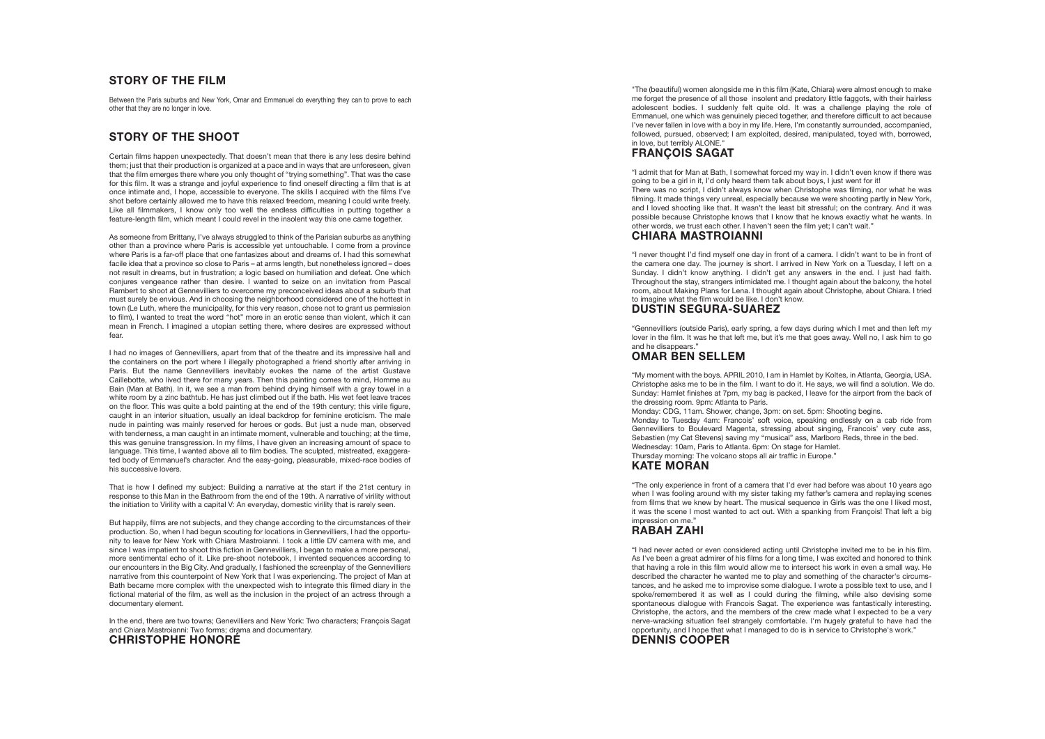## STORY OF THE FILM

Between the Paris suburbs and New York, Omar and Emmanuel do everything they can to prove to each other that they are no longer in love.

## STORY OF THE SHOOT

Certain films happen unexpectedly. That doesn't mean that there is any less desire behind them; just that their production is organized at a pace and in ways that are unforeseen, given that the film emerges there where you only thought of "trying something". That was the case for this film. It was a strange and joyful experience to find oneself directing a film that is at once intimate and, I hope, accessible to everyone. The skills I acquired with the films I've shot before certainly allowed me to have this relaxed freedom, meaning I could write freely. Like all filmmakers, I know only too well the endless difficulties in putting together a feature-length film, which meant I could revel in the insolent way this one came together.

As someone from Brittany, I've always struggled to think of the Parisian suburbs as anything other than a province where Paris is accessible yet untouchable. I come from a province where Paris is a far-off place that one fantasizes about and dreams of. I had this somewhat facile idea that a province so close to Paris – at arms length, but nonetheless ignored – does not result in dreams, but in frustration; a logic based on humiliation and defeat. One which conjures vengeance rather than desire. I wanted to seize on an invitation from Pascal Rambert to shoot at Gennevilliers to overcome my preconceived ideas about a suburb that must surely be envious. And in choosing the neighborhood considered one of the hottest in town (Le Luth, where the municipality, for this very reason, chose not to grant us permission to film), I wanted to treat the word "hot" more in an erotic sense than violent, which it can mean in French. I imagined a utopian setting there, where desires are expressed without fear.

I had no images of Gennevilliers, apart from that of the theatre and its impressive hall and the containers on the port where I illegally photographed a friend shortly after arriving in Paris. But the name Gennevilliers inevitably evokes the name of the artist Gustave Caillebotte, who lived there for many years. Then this painting comes to mind, Homme au Bain (Man at Bath). In it, we see a man from behind drying himself with a gray towel in a white room by a zinc bathtub. He has just climbed out if the bath. His wet feet leave traces on the floor. This was quite a bold painting at the end of the 19th century; this virile figure, caught in an interior situation, usually an ideal backdrop for feminine eroticism. The male nude in painting was mainly reserved for heroes or gods. But just a nude man, observed with tenderness, a man caught in an intimate moment, vulnerable and touching; at the time, this was genuine transgression. In my films, I have given an increasing amount of space to language. This time, I wanted above all to film bodies. The sculpted, mistreated, exaggerated body of Emmanuel's character. And the easy-going, pleasurable, mixed-race bodies of his successive lovers.

That is how I defined my subject: Building a narrative at the start if the 21st century in response to this Man in the Bathroom from the end of the 19th. A narrative of virility without the initiation to Virility with a capital V: An everyday, domestic virility that is rarely seen.

But happily, films are not subjects, and they change according to the circumstances of their production. So, when I had begun scouting for locations in Gennevilliers, I had the opportunity to leave for New York with Chiara Mastroianni. I took a little DV camera with me, and since I was impatient to shoot this fiction in Gennevilliers, I began to make a more personal, more sentimental echo of it. Like pre-shoot notebook, I invented sequences according to our encounters in the Big City. And gradually, I fashioned the screenplay of the Gennevilliers narrative from this counterpoint of New York that I was experiencing. The project of Man at Bath became more complex with the unexpected wish to integrate this filmed diary in the fictional material of the film, as well as the inclusion in the project of an actress through a documentary element.

In the end, there are two towns; Genevilliers and New York: Two characters; François Sagat and Chiara Mastroianni: Two forms; drama and documentary.

### CHRISTOPHE HONORÉ

"The (beautiful) women alongside me in this film (Kate, Chiara) were almost enough to make me forget the presence of all those insolent and predatory little faggots, with their hairless adolescent bodies. I suddenly felt quite old. It was a challenge playing the role of Emmanuel, one which was genuinely pieced together, and therefore difficult to act because I've never fallen in love with a boy in my life. Here, I'm constantly surrounded, accompanied, followed, pursued, observed; I am exploited, desired, manipulated, toyed with, borrowed, in love, but terribly ALONE."

### FRANÇOIS SAGAT

"I admit that for Man at Bath, I somewhat forced my way in. I didn't even know if there was going to be a girl in it, I'd only heard them talk about boys, I just went for it!
There was no script, I didn't always know when Christophe was filming, nor what he was filming. It made things very unreal, especially because we were shooting partly in New York, and I loved shooting like that. It wasn't the least bit stressful; on the contrary. And it was possible because Christophe knows that I know that he knows exactly what he wants. In other words, we trust each other. I haven't seen the film yet; I can't wait."

### CHIARA MASTROIANNI

"I never thought I'd find myself one day in front of a camera. I didn't want to be in front of the camera one day. The journey is short. I arrived in New York on a Tuesday, I left on a Sunday. I didn't know anything. I didn't get any answers in the end. I just had faith. Throughout the stay, strangers intimidated me. I thought again about the balcony, the hotel room, about Making Plans for Lena. I thought again about Christophe, about Chiara. I tried to imagine what the film would be like. I don't know.

### DUSTIN SEGURA-SUAREZ

"Gennevilliers (outside Paris), early spring, a few days during which I met and then left my lover in the film. It was he that left me, but it's me that goes away. Well no, I ask him to go and he disappears."

### OMAR BEN SELLEM

"My moment with the boys. APRIL 2010, I am in Hamlet by Koltes, in Atlanta, Georgia, USA. Christophe asks me to be in the film. I want to do it. He says, we will find a solution. We do. Sunday: Hamlet finishes at 7pm, my bag is packed, I leave for the airport from the back of the dressing room. 9pm: Atlanta to Paris.
Monday: CDG, 11am. Shower, change, 3pm: on set. 5pm: Shooting begins.
Monday to Tuesday 4am: Francois' soft voice, speaking endlessly on a cab ride from Gennevilliers to Boulevard Magenta, stressing about singing, Francois' very cute ass, Sebastien (my Cat Stevens) saving my "musical" ass, Marlboro Reds, three in the bed.
Wednesday: 10am, Paris to Atlanta. 6pm: On stage for Hamlet.
Thursday morning: The volcano stops all air traffic in Europe."

### KATE MORAN

"The only experience in front of a camera that I'd ever had before was about 10 years ago when I was fooling around with my sister taking my father's camera and replaying scenes from films that we knew by heart. The musical sequence in Girls was the one I liked most, it was the scene I most wanted to act out. With a spanking from François! That left a big impression on me."

### RABAH ZAHI

"I had never acted or even considered acting until Christophe invited me to be in his film. As I've been a great admirer of his films for a long time, I was excited and honored to think that having a role in this film would allow me to intersect his work in even a small way. He described the character he wanted me to play and something of the character's circumstances, and he asked me to improvise some dialogue. I wrote a possible text to use, and I spoke/remembered it as well as I could during the filming, while also devising some spontaneous dialogue with Francois Sagat. The experience was fantastically interesting. Christophe, the actors, and the members of the crew made what I expected to be a very nerve-wracking situation feel strangely comfortable. I'm hugely grateful to have had the opportunity, and I hope that what I managed to do is in service to Christophe's work."

### DENNIS COOPER